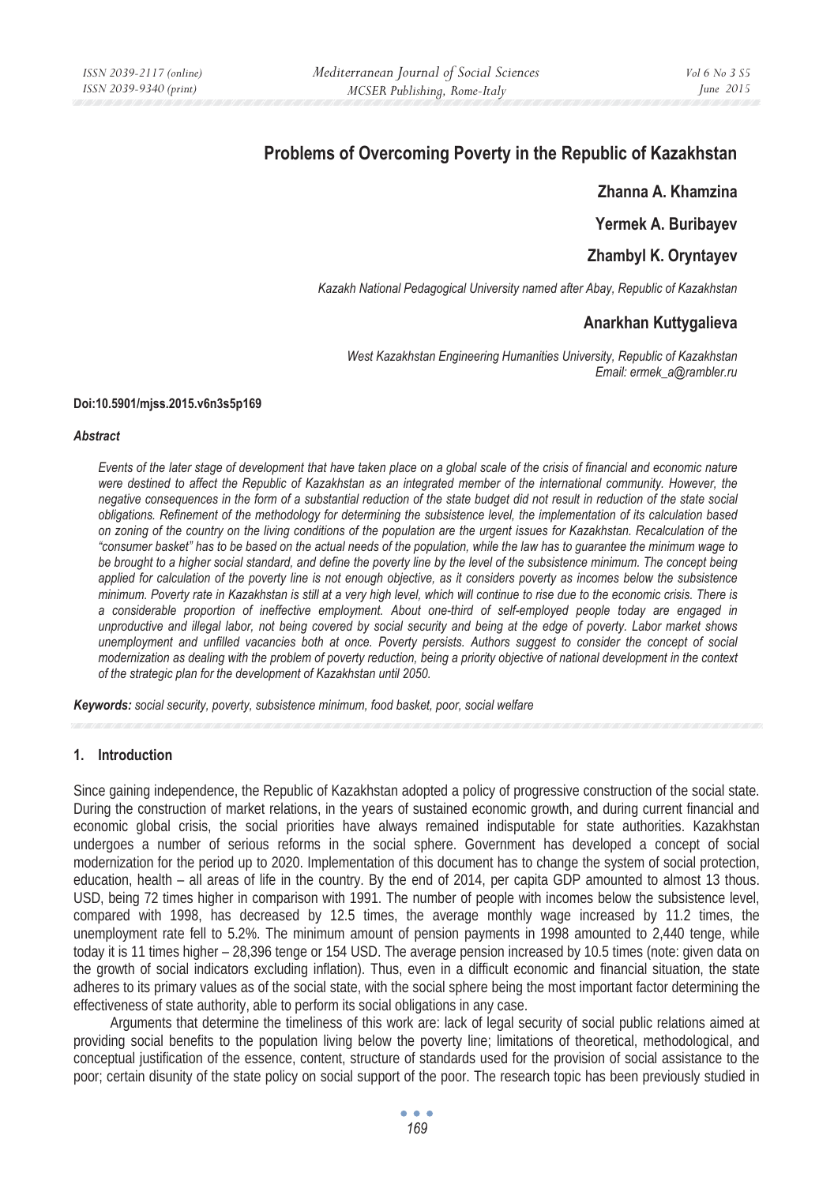# Problems of Overcoming Poverty in the Republic of Kazakhstan

**Zhanna A. Khamzina**

**Yermek A. Buribayev**

**Zhambyl K. Oryntayev**

*Kazakh National Pedagogical University named after Abay, Republic of Kazakhstan*

**Anarkhan Kuttygalieva**

*West Kazakhstan Engineering Humanities University, Republic of Kazakhstan*
*Email: ermek_a@rambler.ru*

**Doi:10.5901/mjss.2015.v6n3s5p169**

***Abstract***

*Events of the later stage of development that have taken place on a global scale of the crisis of financial and economic nature were destined to affect the Republic of Kazakhstan as an integrated member of the international community. However, the negative consequences in the form of a substantial reduction of the state budget did not result in reduction of the state social obligations. Refinement of the methodology for determining the subsistence level, the implementation of its calculation based on zoning of the country on the living conditions of the population are the urgent issues for Kazakhstan. Recalculation of the "consumer basket" has to be based on the actual needs of the population, while the law has to guarantee the minimum wage to be brought to a higher social standard, and define the poverty line by the level of the subsistence minimum. The concept being applied for calculation of the poverty line is not enough objective, as it considers poverty as incomes below the subsistence minimum. Poverty rate in Kazakhstan is still at a very high level, which will continue to rise due to the economic crisis. There is a considerable proportion of ineffective employment. About one-third of self-employed people today are engaged in unproductive and illegal labor, not being covered by social security and being at the edge of poverty. Labor market shows unemployment and unfilled vacancies both at once. Poverty persists. Authors suggest to consider the concept of social modernization as dealing with the problem of poverty reduction, being a priority objective of national development in the context of the strategic plan for the development of Kazakhstan until 2050.*

***Keywords:*** *social security, poverty, subsistence minimum, food basket, poor, social welfare*

## 1. Introduction

Since gaining independence, the Republic of Kazakhstan adopted a policy of progressive construction of the social state. During the construction of market relations, in the years of sustained economic growth, and during current financial and economic global crisis, the social priorities have always remained indisputable for state authorities. Kazakhstan undergoes a number of serious reforms in the social sphere. Government has developed a concept of social modernization for the period up to 2020. Implementation of this document has to change the system of social protection, education, health – all areas of life in the country. By the end of 2014, per capita GDP amounted to almost 13 thous. USD, being 72 times higher in comparison with 1991. The number of people with incomes below the subsistence level, compared with 1998, has decreased by 12.5 times, the average monthly wage increased by 11.2 times, the unemployment rate fell to 5.2%. The minimum amount of pension payments in 1998 amounted to 2,440 tenge, while today it is 11 times higher – 28,396 tenge or 154 USD. The average pension increased by 10.5 times (note: given data on the growth of social indicators excluding inflation). Thus, even in a difficult economic and financial situation, the state adheres to its primary values as of the social state, with the social sphere being the most important factor determining the effectiveness of state authority, able to perform its social obligations in any case.

Arguments that determine the timeliness of this work are: lack of legal security of social public relations aimed at providing social benefits to the population living below the poverty line; limitations of theoretical, methodological, and conceptual justification of the essence, content, structure of standards used for the provision of social assistance to the poor; certain disunity of the state policy on social support of the poor. The research topic has been previously studied in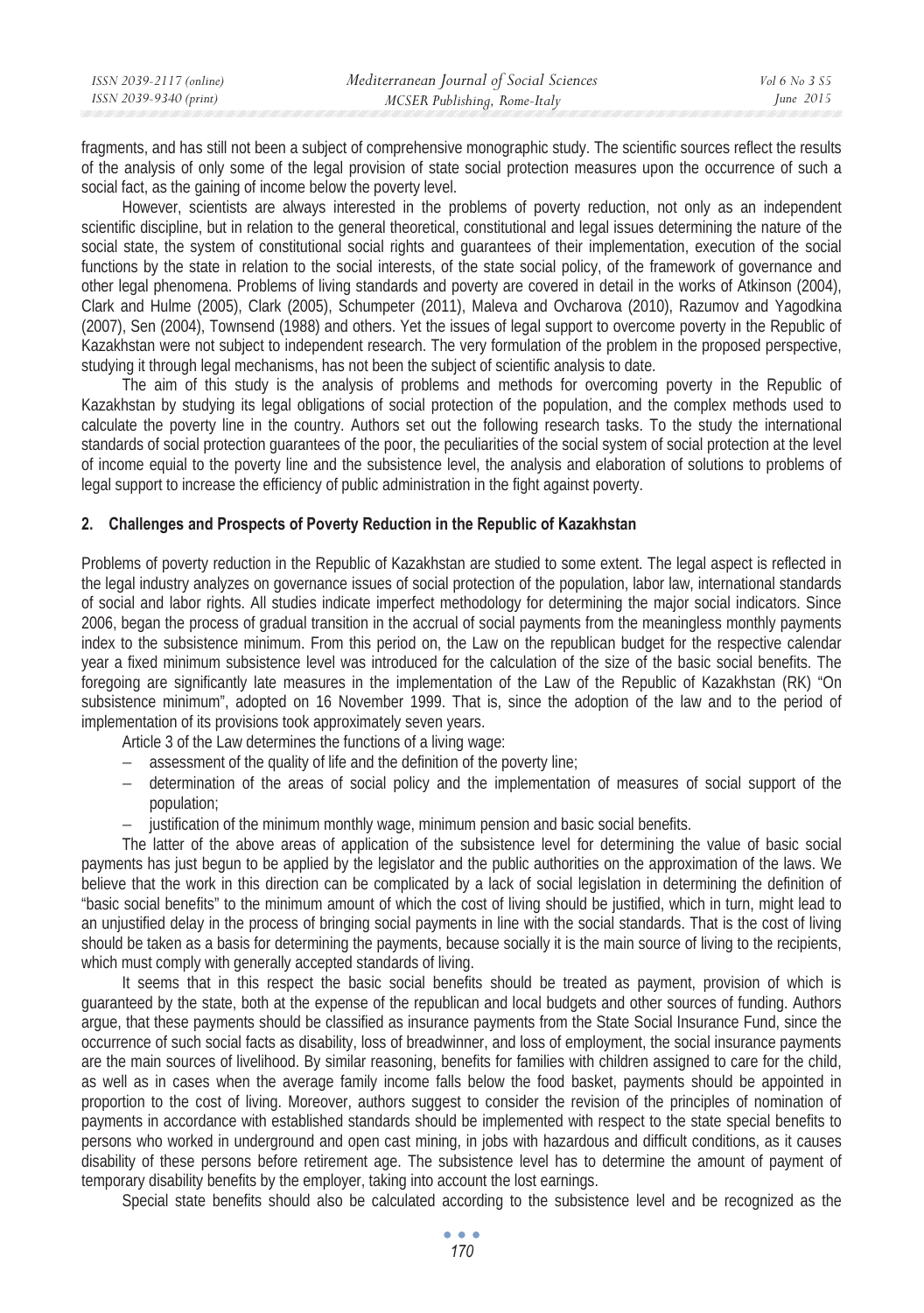fragments, and has still not been a subject of comprehensive monographic study. The scientific sources reflect the results of the analysis of only some of the legal provision of state social protection measures upon the occurrence of such a social fact, as the gaining of income below the poverty level.

However, scientists are always interested in the problems of poverty reduction, not only as an independent scientific discipline, but in relation to the general theoretical, constitutional and legal issues determining the nature of the social state, the system of constitutional social rights and guarantees of their implementation, execution of the social functions by the state in relation to the social interests, of the state social policy, of the framework of governance and other legal phenomena. Problems of living standards and poverty are covered in detail in the works of Atkinson (2004), Clark and Hulme (2005), Clark (2005), Schumpeter (2011), Maleva and Ovcharova (2010), Razumov and Yagodkina (2007), Sen (2004), Townsend (1988) and others. Yet the issues of legal support to overcome poverty in the Republic of Kazakhstan were not subject to independent research. The very formulation of the problem in the proposed perspective, studying it through legal mechanisms, has not been the subject of scientific analysis to date.

The aim of this study is the analysis of problems and methods for overcoming poverty in the Republic of Kazakhstan by studying its legal obligations of social protection of the population, and the complex methods used to calculate the poverty line in the country. Authors set out the following research tasks. To the study the international standards of social protection guarantees of the poor, the peculiarities of the social system of social protection at the level of income equial to the poverty line and the subsistence level, the analysis and elaboration of solutions to problems of legal support to increase the efficiency of public administration in the fight against poverty.

## 2. Challenges and Prospects of Poverty Reduction in the Republic of Kazakhstan

Problems of poverty reduction in the Republic of Kazakhstan are studied to some extent. The legal aspect is reflected in the legal industry analyzes on governance issues of social protection of the population, labor law, international standards of social and labor rights. All studies indicate imperfect methodology for determining the major social indicators. Since 2006, began the process of gradual transition in the accrual of social payments from the meaningless monthly payments index to the subsistence minimum. From this period on, the Law on the republican budget for the respective calendar year a fixed minimum subsistence level was introduced for the calculation of the size of the basic social benefits. The foregoing are significantly late measures in the implementation of the Law of the Republic of Kazakhstan (RK) "On subsistence minimum", adopted on 16 November 1999. That is, since the adoption of the law and to the period of implementation of its provisions took approximately seven years.

Article 3 of the Law determines the functions of a living wage:

- assessment of the quality of life and the definition of the poverty line;
- determination of the areas of social policy and the implementation of measures of social support of the population;
- justification of the minimum monthly wage, minimum pension and basic social benefits.

The latter of the above areas of application of the subsistence level for determining the value of basic social payments has just begun to be applied by the legislator and the public authorities on the approximation of the laws. We believe that the work in this direction can be complicated by a lack of social legislation in determining the definition of "basic social benefits" to the minimum amount of which the cost of living should be justified, which in turn, might lead to an unjustified delay in the process of bringing social payments in line with the social standards. That is the cost of living should be taken as a basis for determining the payments, because socially it is the main source of living to the recipients, which must comply with generally accepted standards of living.

It seems that in this respect the basic social benefits should be treated as payment, provision of which is guaranteed by the state, both at the expense of the republican and local budgets and other sources of funding. Authors argue, that these payments should be classified as insurance payments from the State Social Insurance Fund, since the occurrence of such social facts as disability, loss of breadwinner, and loss of employment, the social insurance payments are the main sources of livelihood. By similar reasoning, benefits for families with children assigned to care for the child, as well as in cases when the average family income falls below the food basket, payments should be appointed in proportion to the cost of living. Moreover, authors suggest to consider the revision of the principles of nomination of payments in accordance with established standards should be implemented with respect to the state special benefits to persons who worked in underground and open cast mining, in jobs with hazardous and difficult conditions, as it causes disability of these persons before retirement age. The subsistence level has to determine the amount of payment of temporary disability benefits by the employer, taking into account the lost earnings.

Special state benefits should also be calculated according to the subsistence level and be recognized as the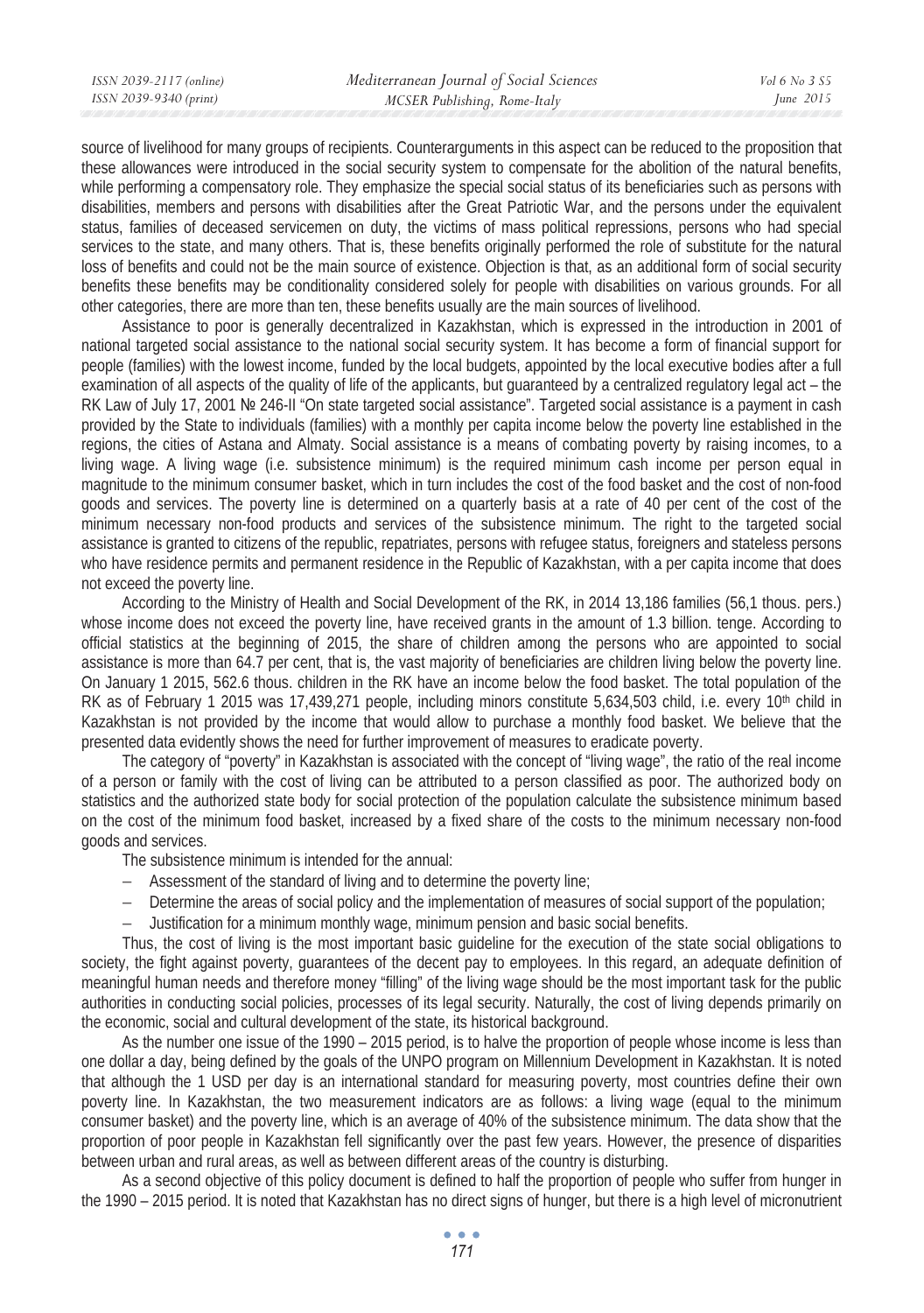source of livelihood for many groups of recipients. Counterarguments in this aspect can be reduced to the proposition that these allowances were introduced in the social security system to compensate for the abolition of the natural benefits, while performing a compensatory role. They emphasize the special social status of its beneficiaries such as persons with disabilities, members and persons with disabilities after the Great Patriotic War, and the persons under the equivalent status, families of deceased servicemen on duty, the victims of mass political repressions, persons who had special services to the state, and many others. That is, these benefits originally performed the role of substitute for the natural loss of benefits and could not be the main source of existence. Objection is that, as an additional form of social security benefits these benefits may be conditionality considered solely for people with disabilities on various grounds. For all other categories, there are more than ten, these benefits usually are the main sources of livelihood.

Assistance to poor is generally decentralized in Kazakhstan, which is expressed in the introduction in 2001 of national targeted social assistance to the national social security system. It has become a form of financial support for people (families) with the lowest income, funded by the local budgets, appointed by the local executive bodies after a full examination of all aspects of the quality of life of the applicants, but guaranteed by a centralized regulatory legal act – the RK Law of July 17, 2001 № 246-II "On state targeted social assistance". Targeted social assistance is a payment in cash provided by the State to individuals (families) with a monthly per capita income below the poverty line established in the regions, the cities of Astana and Almaty. Social assistance is a means of combating poverty by raising incomes, to a living wage. A living wage (i.e. subsistence minimum) is the required minimum cash income per person equal in magnitude to the minimum consumer basket, which in turn includes the cost of the food basket and the cost of non-food goods and services. The poverty line is determined on a quarterly basis at a rate of 40 per cent of the cost of the minimum necessary non-food products and services of the subsistence minimum. The right to the targeted social assistance is granted to citizens of the republic, repatriates, persons with refugee status, foreigners and stateless persons who have residence permits and permanent residence in the Republic of Kazakhstan, with a per capita income that does not exceed the poverty line.

According to the Ministry of Health and Social Development of the RK, in 2014 13,186 families (56,1 thous. pers.) whose income does not exceed the poverty line, have received grants in the amount of 1.3 billion. tenge. According to official statistics at the beginning of 2015, the share of children among the persons who are appointed to social assistance is more than 64.7 per cent, that is, the vast majority of beneficiaries are children living below the poverty line. On January 1 2015, 562.6 thous. children in the RK have an income below the food basket. The total population of the RK as of February 1 2015 was 17,439,271 people, including minors constitute 5,634,503 child, i.e. every 10th child in Kazakhstan is not provided by the income that would allow to purchase a monthly food basket. We believe that the presented data evidently shows the need for further improvement of measures to eradicate poverty.

The category of "poverty" in Kazakhstan is associated with the concept of "living wage", the ratio of the real income of a person or family with the cost of living can be attributed to a person classified as poor. The authorized body on statistics and the authorized state body for social protection of the population calculate the subsistence minimum based on the cost of the minimum food basket, increased by a fixed share of the costs to the minimum necessary non-food goods and services.

The subsistence minimum is intended for the annual:

- Assessment of the standard of living and to determine the poverty line;
- Determine the areas of social policy and the implementation of measures of social support of the population;
- Justification for a minimum monthly wage, minimum pension and basic social benefits.

Thus, the cost of living is the most important basic guideline for the execution of the state social obligations to society, the fight against poverty, guarantees of the decent pay to employees. In this regard, an adequate definition of meaningful human needs and therefore money "filling" of the living wage should be the most important task for the public authorities in conducting social policies, processes of its legal security. Naturally, the cost of living depends primarily on the economic, social and cultural development of the state, its historical background.

As the number one issue of the 1990 – 2015 period, is to halve the proportion of people whose income is less than one dollar a day, being defined by the goals of the UNPO program on Millennium Development in Kazakhstan. It is noted that although the 1 USD per day is an international standard for measuring poverty, most countries define their own poverty line. In Kazakhstan, the two measurement indicators are as follows: a living wage (equal to the minimum consumer basket) and the poverty line, which is an average of 40% of the subsistence minimum. The data show that the proportion of poor people in Kazakhstan fell significantly over the past few years. However, the presence of disparities between urban and rural areas, as well as between different areas of the country is disturbing.

As a second objective of this policy document is defined to half the proportion of people who suffer from hunger in the 1990 – 2015 period. It is noted that Kazakhstan has no direct signs of hunger, but there is a high level of micronutrient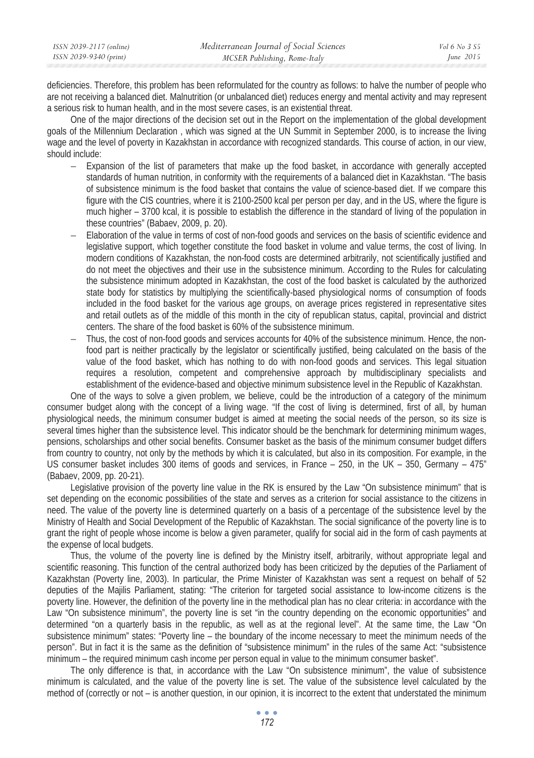deficiencies. Therefore, this problem has been reformulated for the country as follows: to halve the number of people who are not receiving a balanced diet. Malnutrition (or unbalanced diet) reduces energy and mental activity and may represent a serious risk to human health, and in the most severe cases, is an existential threat.

One of the major directions of the decision set out in the Report on the implementation of the global development goals of the Millennium Declaration , which was signed at the UN Summit in September 2000, is to increase the living wage and the level of poverty in Kazakhstan in accordance with recognized standards. This course of action, in our view, should include:

- Expansion of the list of parameters that make up the food basket, in accordance with generally accepted standards of human nutrition, in conformity with the requirements of a balanced diet in Kazakhstan. "The basis of subsistence minimum is the food basket that contains the value of science-based diet. If we compare this figure with the CIS countries, where it is 2100-2500 kcal per person per day, and in the US, where the figure is much higher – 3700 kcal, it is possible to establish the difference in the standard of living of the population in these countries" (Babaev, 2009, p. 20).
- Elaboration of the value in terms of cost of non-food goods and services on the basis of scientific evidence and legislative support, which together constitute the food basket in volume and value terms, the cost of living. In modern conditions of Kazakhstan, the non-food costs are determined arbitrarily, not scientifically justified and do not meet the objectives and their use in the subsistence minimum. According to the Rules for calculating the subsistence minimum adopted in Kazakhstan, the cost of the food basket is calculated by the authorized state body for statistics by multiplying the scientifically-based physiological norms of consumption of foods included in the food basket for the various age groups, on average prices registered in representative sites and retail outlets as of the middle of this month in the city of republican status, capital, provincial and district centers. The share of the food basket is 60% of the subsistence minimum.
- Thus, the cost of non-food goods and services accounts for 40% of the subsistence minimum. Hence, the non-food part is neither practically by the legislator or scientifically justified, being calculated on the basis of the value of the food basket, which has nothing to do with non-food goods and services. This legal situation requires a resolution, competent and comprehensive approach by multidisciplinary specialists and establishment of the evidence-based and objective minimum subsistence level in the Republic of Kazakhstan.

One of the ways to solve a given problem, we believe, could be the introduction of a category of the minimum consumer budget along with the concept of a living wage. "If the cost of living is determined, first of all, by human physiological needs, the minimum consumer budget is aimed at meeting the social needs of the person, so its size is several times higher than the subsistence level. This indicator should be the benchmark for determining minimum wages, pensions, scholarships and other social benefits. Consumer basket as the basis of the minimum consumer budget differs from country to country, not only by the methods by which it is calculated, but also in its composition. For example, in the US consumer basket includes 300 items of goods and services, in France – 250, in the UK – 350, Germany – 475" (Babaev, 2009, pp. 20-21).

Legislative provision of the poverty line value in the RK is ensured by the Law "On subsistence minimum" that is set depending on the economic possibilities of the state and serves as a criterion for social assistance to the citizens in need. The value of the poverty line is determined quarterly on a basis of a percentage of the subsistence level by the Ministry of Health and Social Development of the Republic of Kazakhstan. The social significance of the poverty line is to grant the right of people whose income is below a given parameter, qualify for social aid in the form of cash payments at the expense of local budgets.

Thus, the volume of the poverty line is defined by the Ministry itself, arbitrarily, without appropriate legal and scientific reasoning. This function of the central authorized body has been criticized by the deputies of the Parliament of Kazakhstan (Poverty line, 2003). In particular, the Prime Minister of Kazakhstan was sent a request on behalf of 52 deputies of the Majilis Parliament, stating: "The criterion for targeted social assistance to low-income citizens is the poverty line. However, the definition of the poverty line in the methodical plan has no clear criteria: in accordance with the Law "On subsistence minimum", the poverty line is set "in the country depending on the economic opportunities" and determined "on a quarterly basis in the republic, as well as at the regional level". At the same time, the Law "On subsistence minimum" states: "Poverty line – the boundary of the income necessary to meet the minimum needs of the person". But in fact it is the same as the definition of "subsistence minimum" in the rules of the same Act: "subsistence minimum – the required minimum cash income per person equal in value to the minimum consumer basket".

The only difference is that, in accordance with the Law "On subsistence minimum", the value of subsistence minimum is calculated, and the value of the poverty line is set. The value of the subsistence level calculated by the method of (correctly or not – is another question, in our opinion, it is incorrect to the extent that understated the minimum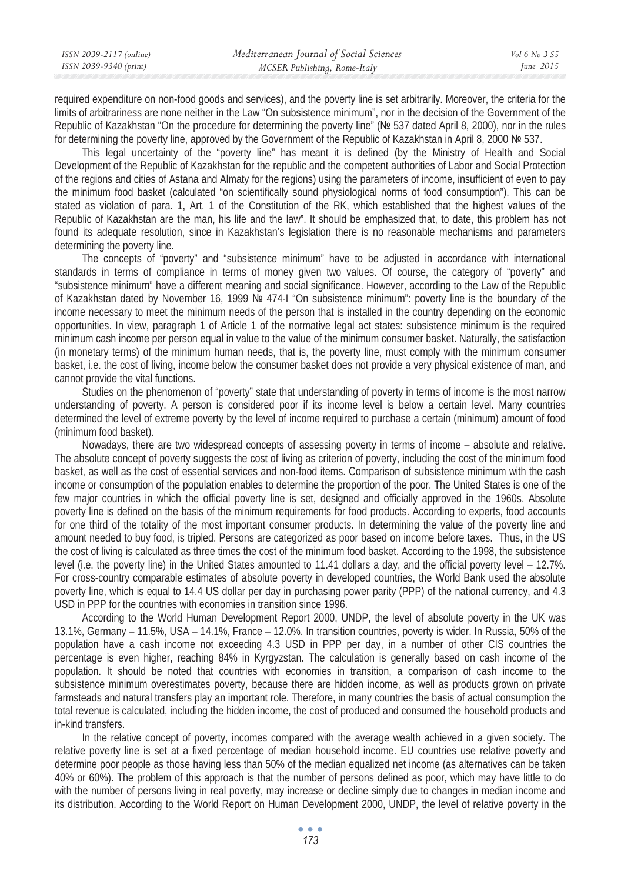required expenditure on non-food goods and services), and the poverty line is set arbitrarily. Moreover, the criteria for the limits of arbitrariness are none neither in the Law "On subsistence minimum", nor in the decision of the Government of the Republic of Kazakhstan "On the procedure for determining the poverty line" (№ 537 dated April 8, 2000), nor in the rules for determining the poverty line, approved by the Government of the Republic of Kazakhstan in April 8, 2000 № 537.

This legal uncertainty of the "poverty line" has meant it is defined (by the Ministry of Health and Social Development of the Republic of Kazakhstan for the republic and the competent authorities of Labor and Social Protection of the regions and cities of Astana and Almaty for the regions) using the parameters of income, insufficient of even to pay the minimum food basket (calculated "on scientifically sound physiological norms of food consumption"). This can be stated as violation of para. 1, Art. 1 of the Constitution of the RK, which established that the highest values of the Republic of Kazakhstan are the man, his life and the law". It should be emphasized that, to date, this problem has not found its adequate resolution, since in Kazakhstan's legislation there is no reasonable mechanisms and parameters determining the poverty line.

The concepts of "poverty" and "subsistence minimum" have to be adjusted in accordance with international standards in terms of compliance in terms of money given two values. Of course, the category of "poverty" and "subsistence minimum" have a different meaning and social significance. However, according to the Law of the Republic of Kazakhstan dated by November 16, 1999 № 474-I "On subsistence minimum": poverty line is the boundary of the income necessary to meet the minimum needs of the person that is installed in the country depending on the economic opportunities. In view, paragraph 1 of Article 1 of the normative legal act states: subsistence minimum is the required minimum cash income per person equal in value to the value of the minimum consumer basket. Naturally, the satisfaction (in monetary terms) of the minimum human needs, that is, the poverty line, must comply with the minimum consumer basket, i.e. the cost of living, income below the consumer basket does not provide a very physical existence of man, and cannot provide the vital functions.

Studies on the phenomenon of "poverty" state that understanding of poverty in terms of income is the most narrow understanding of poverty. A person is considered poor if its income level is below a certain level. Many countries determined the level of extreme poverty by the level of income required to purchase a certain (minimum) amount of food (minimum food basket).

Nowadays, there are two widespread concepts of assessing poverty in terms of income – absolute and relative. The absolute concept of poverty suggests the cost of living as criterion of poverty, including the cost of the minimum food basket, as well as the cost of essential services and non-food items. Comparison of subsistence minimum with the cash income or consumption of the population enables to determine the proportion of the poor. The United States is one of the few major countries in which the official poverty line is set, designed and officially approved in the 1960s. Absolute poverty line is defined on the basis of the minimum requirements for food products. According to experts, food accounts for one third of the totality of the most important consumer products. In determining the value of the poverty line and amount needed to buy food, is tripled. Persons are categorized as poor based on income before taxes. Thus, in the US the cost of living is calculated as three times the cost of the minimum food basket. According to the 1998, the subsistence level (i.e. the poverty line) in the United States amounted to 11.41 dollars a day, and the official poverty level – 12.7%. For cross-country comparable estimates of absolute poverty in developed countries, the World Bank used the absolute poverty line, which is equal to 14.4 US dollar per day in purchasing power parity (PPP) of the national currency, and 4.3 USD in PPP for the countries with economies in transition since 1996.

According to the World Human Development Report 2000, UNDP, the level of absolute poverty in the UK was 13.1%, Germany – 11.5%, USA – 14.1%, France – 12.0%. In transition countries, poverty is wider. In Russia, 50% of the population have a cash income not exceeding 4.3 USD in PPP per day, in a number of other CIS countries the percentage is even higher, reaching 84% in Kyrgyzstan. The calculation is generally based on cash income of the population. It should be noted that countries with economies in transition, a comparison of cash income to the subsistence minimum overestimates poverty, because there are hidden income, as well as products grown on private farmsteads and natural transfers play an important role. Therefore, in many countries the basis of actual consumption the total revenue is calculated, including the hidden income, the cost of produced and consumed the household products and in-kind transfers.

In the relative concept of poverty, incomes compared with the average wealth achieved in a given society. The relative poverty line is set at a fixed percentage of median household income. EU countries use relative poverty and determine poor people as those having less than 50% of the median equalized net income (as alternatives can be taken 40% or 60%). The problem of this approach is that the number of persons defined as poor, which may have little to do with the number of persons living in real poverty, may increase or decline simply due to changes in median income and its distribution. According to the World Report on Human Development 2000, UNDP, the level of relative poverty in the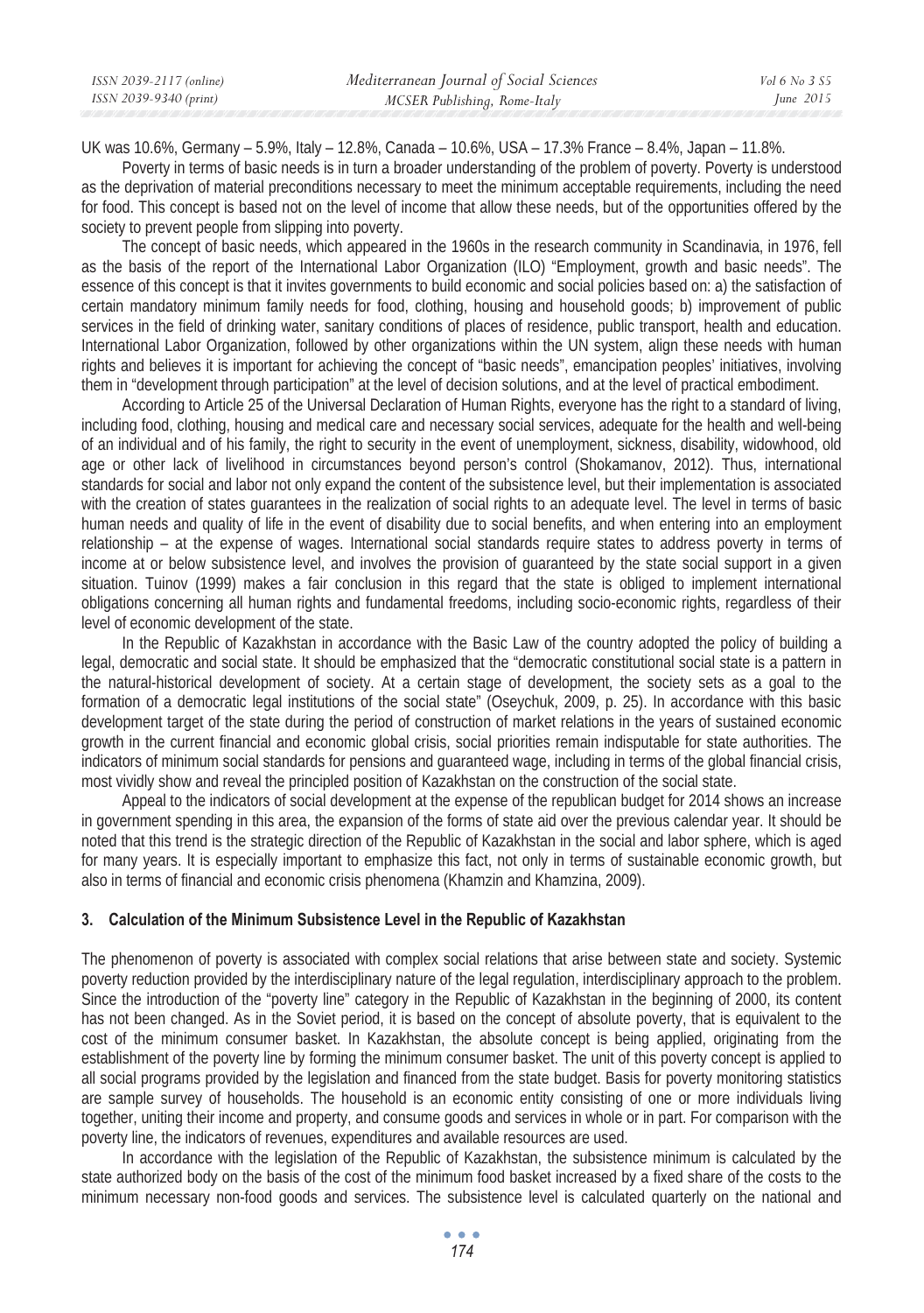UK was 10.6%, Germany – 5.9%, Italy – 12.8%, Canada – 10.6%, USA – 17.3% France – 8.4%, Japan – 11.8%.

Poverty in terms of basic needs is in turn a broader understanding of the problem of poverty. Poverty is understood as the deprivation of material preconditions necessary to meet the minimum acceptable requirements, including the need for food. This concept is based not on the level of income that allow these needs, but of the opportunities offered by the society to prevent people from slipping into poverty.

The concept of basic needs, which appeared in the 1960s in the research community in Scandinavia, in 1976, fell as the basis of the report of the International Labor Organization (ILO) "Employment, growth and basic needs". The essence of this concept is that it invites governments to build economic and social policies based on: a) the satisfaction of certain mandatory minimum family needs for food, clothing, housing and household goods; b) improvement of public services in the field of drinking water, sanitary conditions of places of residence, public transport, health and education. International Labor Organization, followed by other organizations within the UN system, align these needs with human rights and believes it is important for achieving the concept of "basic needs", emancipation peoples' initiatives, involving them in "development through participation" at the level of decision solutions, and at the level of practical embodiment.

According to Article 25 of the Universal Declaration of Human Rights, everyone has the right to a standard of living, including food, clothing, housing and medical care and necessary social services, adequate for the health and well-being of an individual and of his family, the right to security in the event of unemployment, sickness, disability, widowhood, old age or other lack of livelihood in circumstances beyond person's control (Shokamanov, 2012). Thus, international standards for social and labor not only expand the content of the subsistence level, but their implementation is associated with the creation of states guarantees in the realization of social rights to an adequate level. The level in terms of basic human needs and quality of life in the event of disability due to social benefits, and when entering into an employment relationship – at the expense of wages. International social standards require states to address poverty in terms of income at or below subsistence level, and involves the provision of guaranteed by the state social support in a given situation. Tuinov (1999) makes a fair conclusion in this regard that the state is obliged to implement international obligations concerning all human rights and fundamental freedoms, including socio-economic rights, regardless of their level of economic development of the state.

In the Republic of Kazakhstan in accordance with the Basic Law of the country adopted the policy of building a legal, democratic and social state. It should be emphasized that the "democratic constitutional social state is a pattern in the natural-historical development of society. At a certain stage of development, the society sets as a goal to the formation of a democratic legal institutions of the social state" (Oseychuk, 2009, p. 25). In accordance with this basic development target of the state during the period of construction of market relations in the years of sustained economic growth in the current financial and economic global crisis, social priorities remain indisputable for state authorities. The indicators of minimum social standards for pensions and guaranteed wage, including in terms of the global financial crisis, most vividly show and reveal the principled position of Kazakhstan on the construction of the social state.

Appeal to the indicators of social development at the expense of the republican budget for 2014 shows an increase in government spending in this area, the expansion of the forms of state aid over the previous calendar year. It should be noted that this trend is the strategic direction of the Republic of Kazakhstan in the social and labor sphere, which is aged for many years. It is especially important to emphasize this fact, not only in terms of sustainable economic growth, but also in terms of financial and economic crisis phenomena (Khamzin and Khamzina, 2009).

## 3. Calculation of the Minimum Subsistence Level in the Republic of Kazakhstan

The phenomenon of poverty is associated with complex social relations that arise between state and society. Systemic poverty reduction provided by the interdisciplinary nature of the legal regulation, interdisciplinary approach to the problem. Since the introduction of the "poverty line" category in the Republic of Kazakhstan in the beginning of 2000, its content has not been changed. As in the Soviet period, it is based on the concept of absolute poverty, that is equivalent to the cost of the minimum consumer basket. In Kazakhstan, the absolute concept is being applied, originating from the establishment of the poverty line by forming the minimum consumer basket. The unit of this poverty concept is applied to all social programs provided by the legislation and financed from the state budget. Basis for poverty monitoring statistics are sample survey of households. The household is an economic entity consisting of one or more individuals living together, uniting their income and property, and consume goods and services in whole or in part. For comparison with the poverty line, the indicators of revenues, expenditures and available resources are used.

In accordance with the legislation of the Republic of Kazakhstan, the subsistence minimum is calculated by the state authorized body on the basis of the cost of the minimum food basket increased by a fixed share of the costs to the minimum necessary non-food goods and services. The subsistence level is calculated quarterly on the national and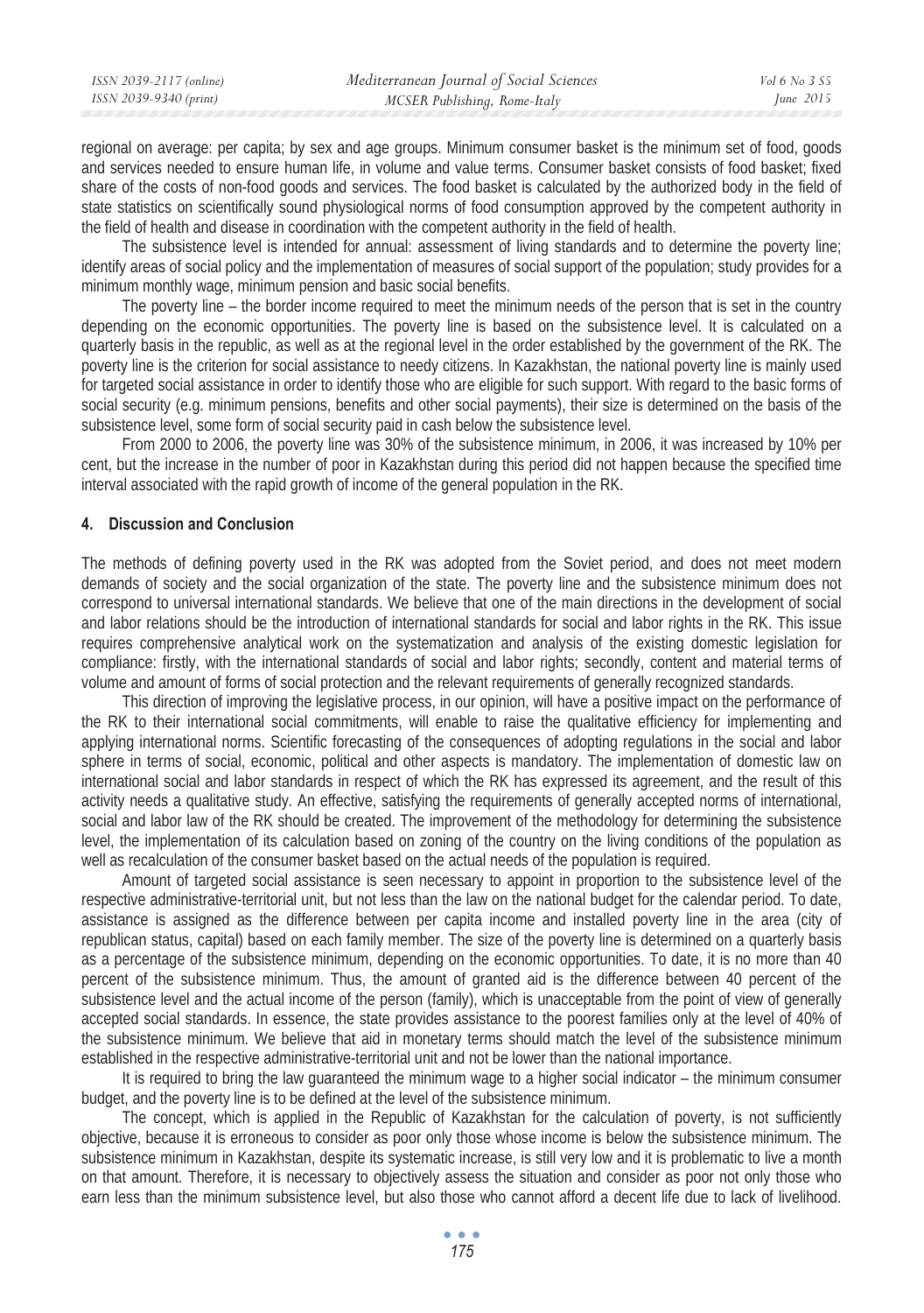regional on average: per capita; by sex and age groups. Minimum consumer basket is the minimum set of food, goods and services needed to ensure human life, in volume and value terms. Consumer basket consists of food basket; fixed share of the costs of non-food goods and services. The food basket is calculated by the authorized body in the field of state statistics on scientifically sound physiological norms of food consumption approved by the competent authority in the field of health and disease in coordination with the competent authority in the field of health.

The subsistence level is intended for annual: assessment of living standards and to determine the poverty line; identify areas of social policy and the implementation of measures of social support of the population; study provides for a minimum monthly wage, minimum pension and basic social benefits.

The poverty line – the border income required to meet the minimum needs of the person that is set in the country depending on the economic opportunities. The poverty line is based on the subsistence level. It is calculated on a quarterly basis in the republic, as well as at the regional level in the order established by the government of the RK. The poverty line is the criterion for social assistance to needy citizens. In Kazakhstan, the national poverty line is mainly used for targeted social assistance in order to identify those who are eligible for such support. With regard to the basic forms of social security (e.g. minimum pensions, benefits and other social payments), their size is determined on the basis of the subsistence level, some form of social security paid in cash below the subsistence level.

From 2000 to 2006, the poverty line was 30% of the subsistence minimum, in 2006, it was increased by 10% per cent, but the increase in the number of poor in Kazakhstan during this period did not happen because the specified time interval associated with the rapid growth of income of the general population in the RK.

## 4. Discussion and Conclusion

The methods of defining poverty used in the RK was adopted from the Soviet period, and does not meet modern demands of society and the social organization of the state. The poverty line and the subsistence minimum does not correspond to universal international standards. We believe that one of the main directions in the development of social and labor relations should be the introduction of international standards for social and labor rights in the RK. This issue requires comprehensive analytical work on the systematization and analysis of the existing domestic legislation for compliance: firstly, with the international standards of social and labor rights; secondly, content and material terms of volume and amount of forms of social protection and the relevant requirements of generally recognized standards.

This direction of improving the legislative process, in our opinion, will have a positive impact on the performance of the RK to their international social commitments, will enable to raise the qualitative efficiency for implementing and applying international norms. Scientific forecasting of the consequences of adopting regulations in the social and labor sphere in terms of social, economic, political and other aspects is mandatory. The implementation of domestic law on international social and labor standards in respect of which the RK has expressed its agreement, and the result of this activity needs a qualitative study. An effective, satisfying the requirements of generally accepted norms of international, social and labor law of the RK should be created. The improvement of the methodology for determining the subsistence level, the implementation of its calculation based on zoning of the country on the living conditions of the population as well as recalculation of the consumer basket based on the actual needs of the population is required.

Amount of targeted social assistance is seen necessary to appoint in proportion to the subsistence level of the respective administrative-territorial unit, but not less than the law on the national budget for the calendar period. To date, assistance is assigned as the difference between per capita income and installed poverty line in the area (city of republican status, capital) based on each family member. The size of the poverty line is determined on a quarterly basis as a percentage of the subsistence minimum, depending on the economic opportunities. To date, it is no more than 40 percent of the subsistence minimum. Thus, the amount of granted aid is the difference between 40 percent of the subsistence level and the actual income of the person (family), which is unacceptable from the point of view of generally accepted social standards. In essence, the state provides assistance to the poorest families only at the level of 40% of the subsistence minimum. We believe that aid in monetary terms should match the level of the subsistence minimum established in the respective administrative-territorial unit and not be lower than the national importance.

It is required to bring the law guaranteed the minimum wage to a higher social indicator – the minimum consumer budget, and the poverty line is to be defined at the level of the subsistence minimum.

The concept, which is applied in the Republic of Kazakhstan for the calculation of poverty, is not sufficiently objective, because it is erroneous to consider as poor only those whose income is below the subsistence minimum. The subsistence minimum in Kazakhstan, despite its systematic increase, is still very low and it is problematic to live a month on that amount. Therefore, it is necessary to objectively assess the situation and consider as poor not only those who earn less than the minimum subsistence level, but also those who cannot afford a decent life due to lack of livelihood.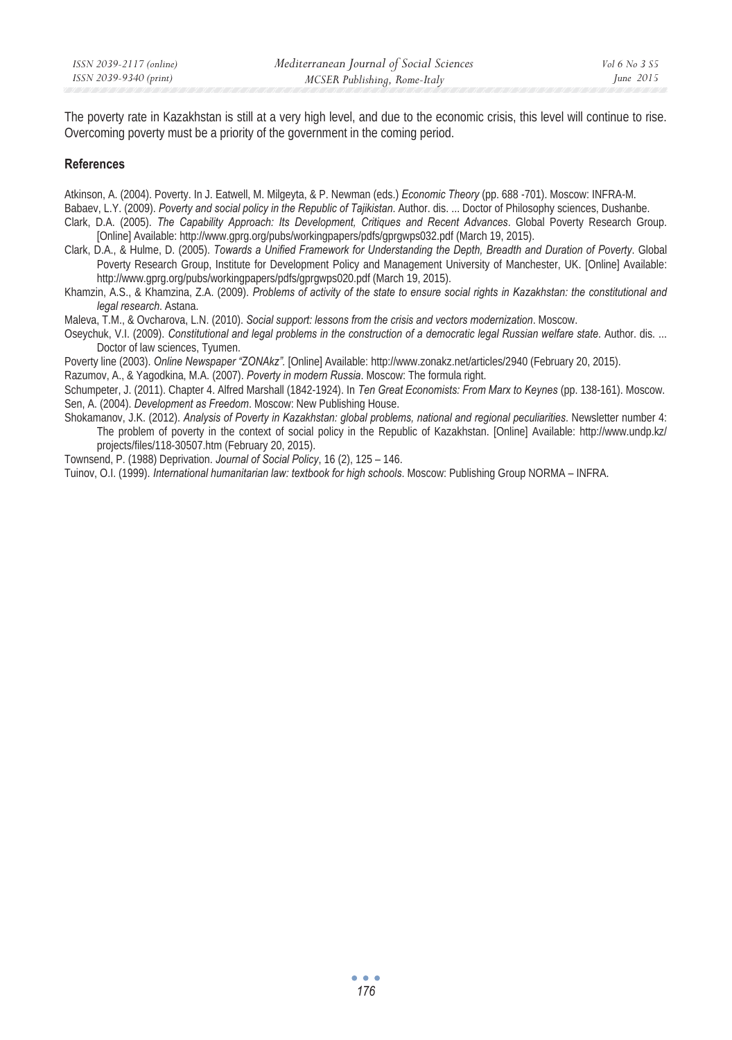The poverty rate in Kazakhstan is still at a very high level, and due to the economic crisis, this level will continue to rise. Overcoming poverty must be a priority of the government in the coming period.

## References

Atkinson, A. (2004). Poverty. In J. Eatwell, M. Milgeyta, & P. Newman (eds.) *Economic Theory* (pp. 688 -701). Moscow: INFRA-M.

Babaev, L.Y. (2009). *Poverty and social policy in the Republic of Tajikistan*. Author. dis. ... Doctor of Philosophy sciences, Dushanbe.

Clark, D.A. (2005). *The Capability Approach: Its Development, Critiques and Recent Advances*. Global Poverty Research Group. [Online] Available: http://www.gprg.org/pubs/workingpapers/pdfs/gprgwps032.pdf (March 19, 2015).

Clark, D.A., & Hulme, D. (2005). *Towards a Unified Framework for Understanding the Depth, Breadth and Duration of Poverty*. Global Poverty Research Group, Institute for Development Policy and Management University of Manchester, UK. [Online] Available: http://www.gprg.org/pubs/workingpapers/pdfs/gprgwps020.pdf (March 19, 2015).

Khamzin, A.S., & Khamzina, Z.A. (2009). *Problems of activity of the state to ensure social rights in Kazakhstan: the constitutional and legal research*. Astana.

Maleva, T.M., & Ovcharova, L.N. (2010). *Social support: lessons from the crisis and vectors modernization*. Moscow.

Oseychuk, V.I. (2009). *Constitutional and legal problems in the construction of a democratic legal Russian welfare state*. Author. dis. ... Doctor of law sciences, Tyumen.

Poverty line (2003). *Online Newspaper "ZONAkz"*. [Online] Available: http://www.zonakz.net/articles/2940 (February 20, 2015).

Razumov, A., & Yagodkina, M.A. (2007). *Poverty in modern Russia*. Moscow: The formula right.

Schumpeter, J. (2011). Chapter 4. Alfred Marshall (1842-1924). In *Ten Great Economists: From Marx to Keynes* (pp. 138-161). Moscow.

Sen, A. (2004). *Development as Freedom*. Moscow: New Publishing House.

Shokamanov, J.K. (2012). *Analysis of Poverty in Kazakhstan: global problems, national and regional peculiarities*. Newsletter number 4: The problem of poverty in the context of social policy in the Republic of Kazakhstan. [Online] Available: http://www.undp.kz/projects/files/118-30507.htm (February 20, 2015).

Townsend, P. (1988) Deprivation. *Journal of Social Policy*, 16 (2), 125 – 146.

Tuinov, O.I. (1999). *International humanitarian law: textbook for high schools*. Moscow: Publishing Group NORMA – INFRA.